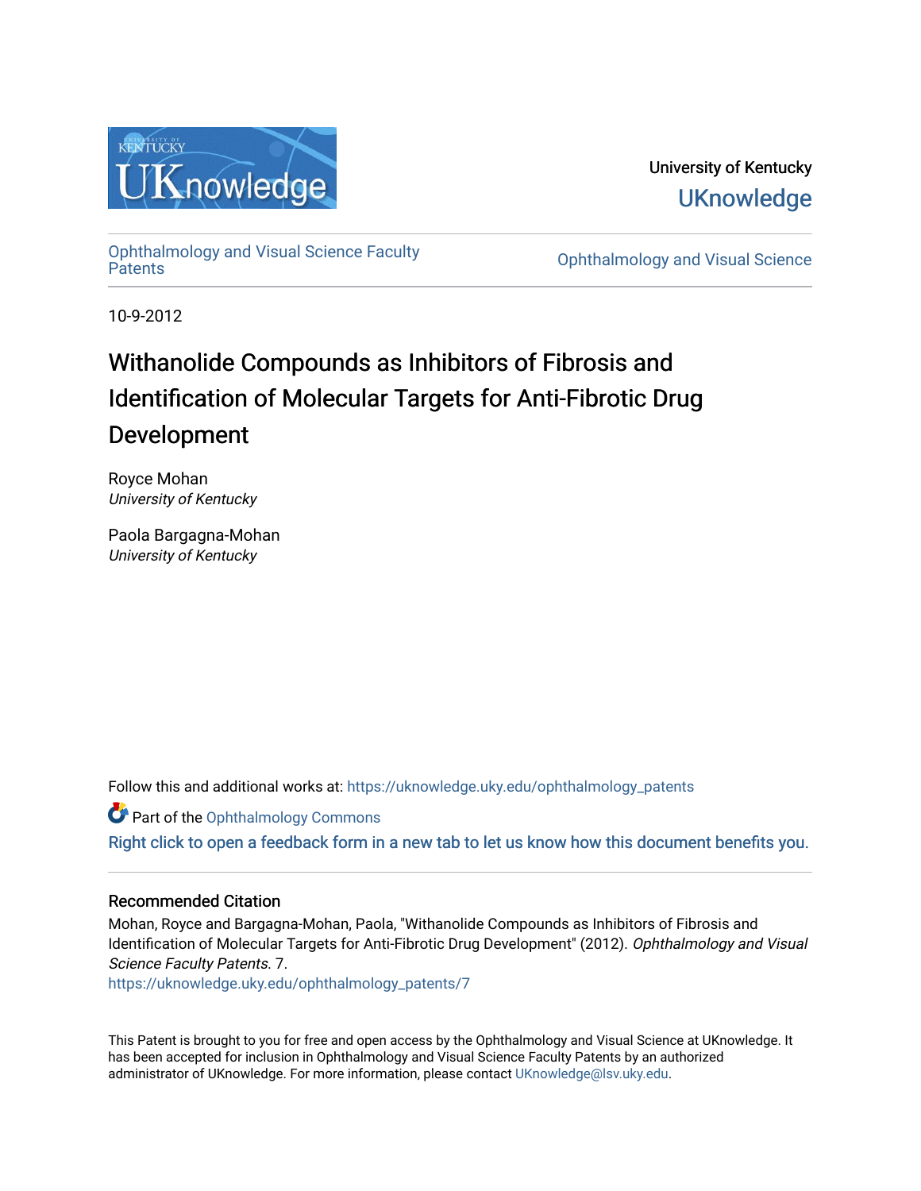University of Kentucky

UKnowledge

Ophthalmology and Visual Science Faculty Patents

Ophthalmology and Visual Science

10-9-2012

# Withanolide Compounds as Inhibitors of Fibrosis and Identification of Molecular Targets for Anti-Fibrotic Drug Development

Royce Mohan
*University of Kentucky*

Paola Bargagna-Mohan
*University of Kentucky*

Follow this and additional works at: https://uknowledge.uky.edu/ophthalmology_patents

Part of the Ophthalmology Commons

Right click to open a feedback form in a new tab to let us know how this document benefits you.

## Recommended Citation

Mohan, Royce and Bargagna-Mohan, Paola, "Withanolide Compounds as Inhibitors of Fibrosis and Identification of Molecular Targets for Anti-Fibrotic Drug Development" (2012). *Ophthalmology and Visual Science Faculty Patents*. 7.
https://uknowledge.uky.edu/ophthalmology_patents/7

This Patent is brought to you for free and open access by the Ophthalmology and Visual Science at UKnowledge. It has been accepted for inclusion in Ophthalmology and Visual Science Faculty Patents by an authorized administrator of UKnowledge. For more information, please contact UKnowledge@lsv.uky.edu.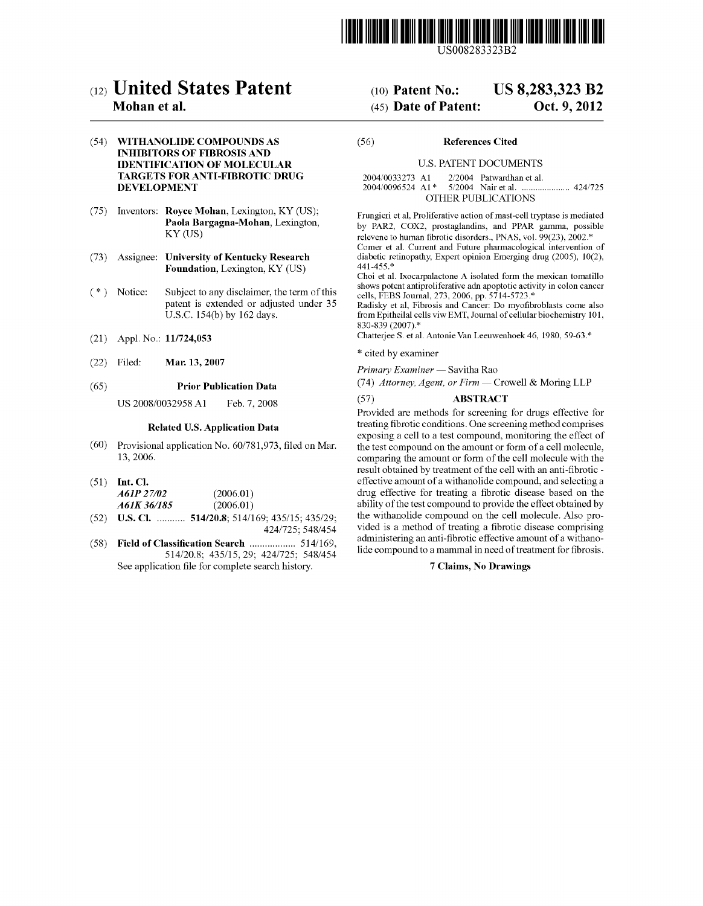# (12) United States Patent
**Mohan et al.**

(10) **Patent No.: US 8,283,323 B2**

(45) **Date of Patent: Oct. 9, 2012**

US008283323B2

(54) **WITHANOLIDE COMPOUNDS AS INHIBITORS OF FIBROSIS AND IDENTIFICATION OF MOLECULAR TARGETS FOR ANTI-FIBROTIC DRUG DEVELOPMENT**

(75) Inventors: **Royce Mohan**, Lexington, KY (US); **Paola Bargagna-Mohan**, Lexington, KY (US)

(73) Assignee: **University of Kentucky Research Foundation**, Lexington, KY (US)

(*) Notice: Subject to any disclaimer, the term of this patent is extended or adjusted under 35 U.S.C. 154(b) by 162 days.

(21) Appl. No.: **11/724,053**

(22) Filed: **Mar. 13, 2007**

(65) **Prior Publication Data**

US 2008/0032958 A1 Feb. 7, 2008

**Related U.S. Application Data**

(60) Provisional application No. 60/781,973, filed on Mar. 13, 2006.

(51) **Int. Cl.**
*A61P 27/02* (2006.01)
*A61K 36/185* (2006.01)

(52) **U.S. Cl.** ........... **514/20.8**; 514/169; 435/15; 435/29; 424/725; 548/454

(58) **Field of Classification Search** .................. 514/169, 514/20.8; 435/15, 29; 424/725; 548/454
See application file for complete search history.

(56) **References Cited**

U.S. PATENT DOCUMENTS

2004/0033273 A1 2/2004 Patwardhan et al.
2004/0096524 A1* 5/2004 Nair et al. ..................... 424/725

OTHER PUBLICATIONS

Frungieri et al, Proliferative action of mast-cell tryptase is mediated by PAR2, COX2, prostaglandins, and PPAR gamma, possible relevene to human fibrotic disorders., PNAS, vol. 99(23), 2002.*

Comer et al. Current and Future pharmacological intervention of diabetic retinopathy, Expert opinion Emerging drug (2005), 10(2), 441-455.*

Choi et al. Ixocarpalactone A isolated form the mexican tomatillo shows potent antiproliferative adn apoptotic activity in colon cancer cells, FEBS Journal, 273, 2006, pp. 5714-5723.*

Radisky et al, Fibrosis and Cancer: Do myofibroblasts come also from Epitheilal cells viw EMT, Journal of cellular biochemistry 101, 830-839 (2007).*

Chatterjee S. et al. Antonie Van Leeuwenhoek 46, 1980, 59-63.*

\* cited by examiner

*Primary Examiner* — Savitha Rao

(74) *Attorney, Agent, or Firm* — Crowell & Moring LLP

(57) **ABSTRACT**

Provided are methods for screening for drugs effective for treating fibrotic conditions. One screening method comprises exposing a cell to a test compound, monitoring the effect of the test compound on the amount or form of a cell molecule, comparing the amount or form of the cell molecule with the result obtained by treatment of the cell with an anti-fibrotic-effective amount of a withanolide compound, and selecting a drug effective for treating a fibrotic disease based on the ability of the test compound to provide the effect obtained by the withanolide compound on the cell molecule. Also provided is a method of treating a fibrotic disease comprising administering an anti-fibrotic effective amount of a withanolide compound to a mammal in need of treatment for fibrosis.

**7 Claims, No Drawings**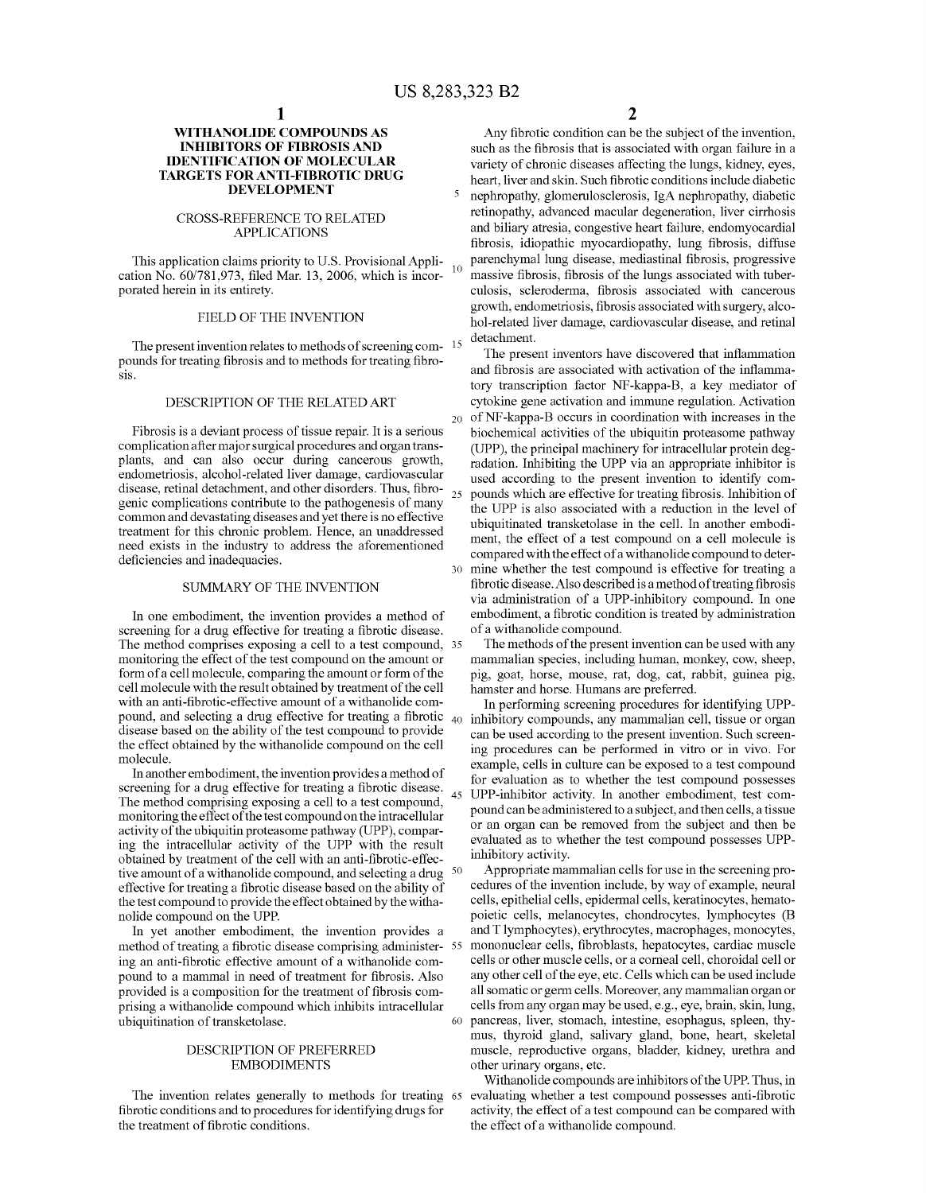# WITHANOLIDE COMPOUNDS AS INHIBITORS OF FIBROSIS AND IDENTIFICATION OF MOLECULAR TARGETS FOR ANTI-FIBROTIC DRUG DEVELOPMENT

## CROSS-REFERENCE TO RELATED APPLICATIONS

This application claims priority to U.S. Provisional Application No. 60/781,973, filed Mar. 13, 2006, which is incorporated herein in its entirety.

## FIELD OF THE INVENTION

The present invention relates to methods of screening compounds for treating fibrosis and to methods for treating fibrosis.

## DESCRIPTION OF THE RELATED ART

Fibrosis is a deviant process of tissue repair. It is a serious complication after major surgical procedures and organ transplants, and can also occur during cancerous growth, endometriosis, alcohol-related liver damage, cardiovascular disease, retinal detachment, and other disorders. Thus, fibrogenic complications contribute to the pathogenesis of many common and devastating diseases and yet there is no effective treatment for this chronic problem. Hence, an unaddressed need exists in the industry to address the aforementioned deficiencies and inadequacies.

## SUMMARY OF THE INVENTION

In one embodiment, the invention provides a method of screening for a drug effective for treating a fibrotic disease. The method comprises exposing a cell to a test compound, monitoring the effect of the test compound on the amount or form of a cell molecule, comparing the amount or form of the cell molecule with the result obtained by treatment of the cell with an anti-fibrotic-effective amount of a withanolide compound, and selecting a drug effective for treating a fibrotic disease based on the ability of the test compound to provide the effect obtained by the withanolide compound on the cell molecule.

In another embodiment, the invention provides a method of screening for a drug effective for treating a fibrotic disease. The method comprising exposing a cell to a test compound, monitoring the effect of the test compound on the intracellular activity of the ubiquitin proteasome pathway (UPP), comparing the intracellular activity of the UPP with the result obtained by treatment of the cell with an anti-fibrotic-effective amount of a withanolide compound, and selecting a drug effective for treating a fibrotic disease based on the ability of the test compound to provide the effect obtained by the withanolide compound on the UPP.

In yet another embodiment, the invention provides a method of treating a fibrotic disease comprising administering an anti-fibrotic effective amount of a withanolide compound to a mammal in need of treatment for fibrosis. Also provided is a composition for the treatment of fibrosis comprising a withanolide compound which inhibits intracellular ubiquitination of transketolase.

## DESCRIPTION OF PREFERRED EMBODIMENTS

The invention relates generally to methods for treating fibrotic conditions and to procedures for identifying drugs for the treatment of fibrotic conditions.

Any fibrotic condition can be the subject of the invention, such as the fibrosis that is associated with organ failure in a variety of chronic diseases affecting the lungs, kidney, eyes, heart, liver and skin. Such fibrotic conditions include diabetic nephropathy, glomerulosclerosis, IgA nephropathy, diabetic retinopathy, advanced macular degeneration, liver cirrhosis and biliary atresia, congestive heart failure, endomyocardial fibrosis, idiopathic myocardiopathy, lung fibrosis, diffuse parenchymal lung disease, mediastinal fibrosis, progressive massive fibrosis, fibrosis of the lungs associated with tuberculosis, scleroderma, fibrosis associated with cancerous growth, endometriosis, fibrosis associated with surgery, alcohol-related liver damage, cardiovascular disease, and retinal detachment.

The present inventors have discovered that inflammation and fibrosis are associated with activation of the inflammatory transcription factor NF-kappa-B, a key mediator of cytokine gene activation and immune regulation. Activation of NF-kappa-B occurs in coordination with increases in the biochemical activities of the ubiquitin proteasome pathway (UPP), the principal machinery for intracellular protein degradation. Inhibiting the UPP via an appropriate inhibitor is used according to the present invention to identify compounds which are effective for treating fibrosis. Inhibition of the UPP is also associated with a reduction in the level of ubiquitinated transketolase in the cell. In another embodiment, the effect of a test compound on a cell molecule is compared with the effect of a withanolide compound to determine whether the test compound is effective for treating a fibrotic disease. Also described is a method of treating fibrosis via administration of a UPP-inhibitory compound. In one embodiment, a fibrotic condition is treated by administration of a withanolide compound.

The methods of the present invention can be used with any mammalian species, including human, monkey, cow, sheep, pig, goat, horse, mouse, rat, dog, cat, rabbit, guinea pig, hamster and horse. Humans are preferred.

In performing screening procedures for identifying UPP-inhibitory compounds, any mammalian cell, tissue or organ can be used according to the present invention. Such screening procedures can be performed in vitro or in vivo. For example, cells in culture can be exposed to a test compound for evaluation as to whether the test compound possesses UPP-inhibitor activity. In another embodiment, test compound can be administered to a subject, and then cells, a tissue or an organ can be removed from the subject and then be evaluated as to whether the test compound possesses UPP-inhibitory activity.

Appropriate mammalian cells for use in the screening procedures of the invention include, by way of example, neural cells, epithelial cells, epidermal cells, keratinocytes, hematopoietic cells, melanocytes, chondrocytes, lymphocytes (B and T lymphocytes), erythrocytes, macrophages, monocytes, mononuclear cells, fibroblasts, hepatocytes, cardiac muscle cells or other muscle cells, or a corneal cell, choroidal cell or any other cell of the eye, etc. Cells which can be used include all somatic or germ cells. Moreover, any mammalian organ or cells from any organ may be used, e.g., eye, brain, skin, lung, pancreas, liver, stomach, intestine, esophagus, spleen, thymus, thyroid gland, salivary gland, bone, heart, skeletal muscle, reproductive organs, bladder, kidney, urethra and other urinary organs, etc.

Withanolide compounds are inhibitors of the UPP. Thus, in evaluating whether a test compound possesses anti-fibrotic activity, the effect of a test compound can be compared with the effect of a withanolide compound.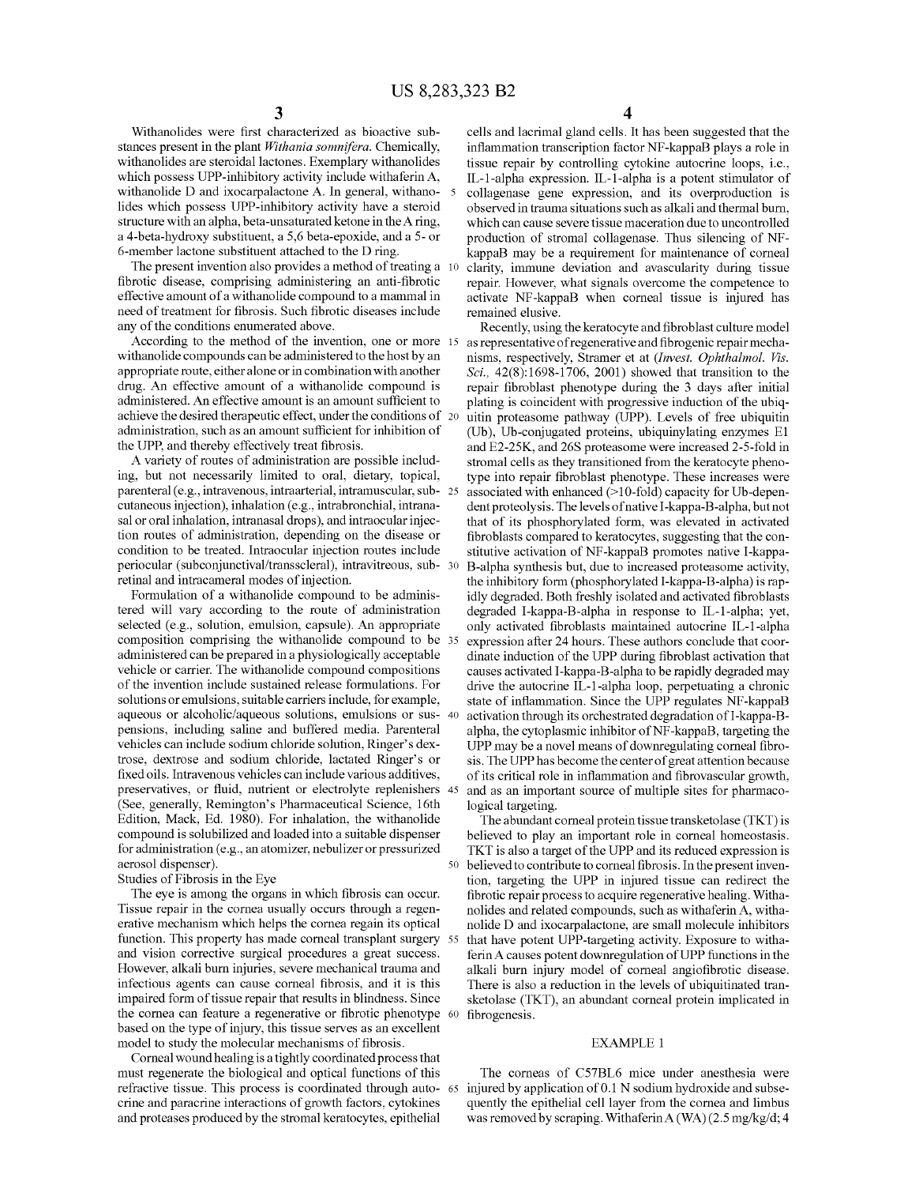Withanolides were first characterized as bioactive substances present in the plant *Withania somnifera*. Chemically, withanolides are steroidal lactones. Exemplary withanolides which possess UPP-inhibitory activity include withaferin A, withanolide D and ixocarpalactone A. In general, withanolides which possess UPP-inhibitory activity have a steroid structure with an alpha, beta-unsaturated ketone in the A ring, a 4-beta-hydroxy substituent, a 5,6 beta-epoxide, and a 5- or 6-member lactone substituent attached to the D ring.

The present invention also provides a method of treating a fibrotic disease, comprising administering an anti-fibrotic effective amount of a withanolide compound to a mammal in need of treatment for fibrosis. Such fibrotic diseases include any of the conditions enumerated above.

According to the method of the invention, one or more withanolide compounds can be administered to the host by an appropriate route, either alone or in combination with another drug. An effective amount of a withanolide compound is administered. An effective amount is an amount sufficient to achieve the desired therapeutic effect, under the conditions of administration, such as an amount sufficient for inhibition of the UPP, and thereby effectively treat fibrosis.

A variety of routes of administration are possible including, but not necessarily limited to oral, dietary, topical, parenteral (e.g., intravenous, intraarterial, intramuscular, subcutaneous injection), inhalation (e.g., intrabronchial, intranasal or oral inhalation, intranasal drops), and intraocular injection routes of administration, depending on the disease or condition to be treated. Intraocular injection routes include periocular (subconjunctival/transscleral), intravitreous, subretinal and intracameral modes of injection.

Formulation of a withanolide compound to be administered will vary according to the route of administration selected (e.g., solution, emulsion, capsule). An appropriate composition comprising the withanolide compound to be administered can be prepared in a physiologically acceptable vehicle or carrier. The withanolide compound compositions of the invention include sustained release formulations. For solutions or emulsions, suitable carriers include, for example, aqueous or alcoholic/aqueous solutions, emulsions or suspensions, including saline and buffered media. Parenteral vehicles can include sodium chloride solution, Ringer's dextrose, dextrose and sodium chloride, lactated Ringer's or fixed oils. Intravenous vehicles can include various additives, preservatives, or fluid, nutrient or electrolyte replenishers (See, generally, Remington's Pharmaceutical Science, 16th Edition, Mack, Ed. 1980). For inhalation, the withanolide compound is solubilized and loaded into a suitable dispenser for administration (e.g., an atomizer, nebulizer or pressurized aerosol dispenser).

Studies of Fibrosis in the Eye

The eye is among the organs in which fibrosis can occur. Tissue repair in the cornea usually occurs through a regenerative mechanism which helps the cornea regain its optical function. This property has made corneal transplant surgery and vision corrective surgical procedures a great success. However, alkali burn injuries, severe mechanical trauma and infectious agents can cause corneal fibrosis, and it is this impaired form of tissue repair that results in blindness. Since the cornea can feature a regenerative or fibrotic phenotype based on the type of injury, this tissue serves as an excellent model to study the molecular mechanisms of fibrosis.

Corneal wound healing is a tightly coordinated process that must regenerate the biological and optical functions of this refractive tissue. This process is coordinated through autocrine and paracrine interactions of growth factors, cytokines and proteases produced by the stromal keratocytes, epithelial cells and lacrimal gland cells. It has been suggested that the inflammation transcription factor NF-kappaB plays a role in tissue repair by controlling cytokine autocrine loops, i.e., IL-1-alpha expression. IL-1-alpha is a potent stimulator of collagenase gene expression, and its overproduction is observed in trauma situations such as alkali and thermal burn, which can cause severe tissue maceration due to uncontrolled production of stromal collagenase. Thus silencing of NF-kappaB may be a requirement for maintenance of corneal clarity, immune deviation and avascularity during tissue repair. However, what signals overcome the competence to activate NF-kappaB when corneal tissue is injured has remained elusive.

Recently, using the keratocyte and fibroblast culture model as representative of regenerative and fibrogenic repair mechanisms, respectively, Stramer et at (*Invest. Ophthalmol. Vis. Sci.*, 42(8):1698-1706, 2001) showed that transition to the repair fibroblast phenotype during the 3 days after initial plating is coincident with progressive induction of the ubiquitin proteasome pathway (UPP). Levels of free ubiquitin (Ub), Ub-conjugated proteins, ubiquinylating enzymes E1 and E2-25K, and 26S proteasome were increased 2-5-fold in stromal cells as they transitioned from the keratocyte phenotype into repair fibroblast phenotype. These increases were associated with enhanced (>10-fold) capacity for Ub-dependent proteolysis. The levels of native I-kappa-B-alpha, but not that of its phosphorylated form, was elevated in activated fibroblasts compared to keratocytes, suggesting that the constitutive activation of NF-kappaB promotes native I-kappa-B-alpha synthesis but, due to increased proteasome activity, the inhibitory form (phosphorylated I-kappa-B-alpha) is rapidly degraded. Both freshly isolated and activated fibroblasts degraded I-kappa-B-alpha in response to IL-1-alpha; yet, only activated fibroblasts maintained autocrine IL-1-alpha expression after 24 hours. These authors conclude that coordinate induction of the UPP during fibroblast activation that causes activated I-kappa-B-alpha to be rapidly degraded may drive the autocrine IL-1-alpha loop, perpetuating a chronic state of inflammation. Since the UPP regulates NF-kappaB activation through its orchestrated degradation of I-kappa-B-alpha, the cytoplasmic inhibitor of NF-kappaB, targeting the UPP may be a novel means of downregulating corneal fibrosis. The UPP has become the center of great attention because of its critical role in inflammation and fibrovascular growth, and as an important source of multiple sites for pharmacological targeting.

The abundant corneal protein tissue transketolase (TKT) is believed to play an important role in corneal homeostasis. TKT is also a target of the UPP and its reduced expression is believed to contribute to corneal fibrosis. In the present invention, targeting the UPP in injured tissue can redirect the fibrotic repair process to acquire regenerative healing. Withanolides and related compounds, such as withaferin A, withanolide D and ixocarpalactone, are small molecule inhibitors that have potent UPP-targeting activity. Exposure to withaferin A causes potent downregulation of UPP functions in the alkali burn injury model of corneal angiofibrotic disease. There is also a reduction in the levels of ubiquitinated transketolase (TKT), an abundant corneal protein implicated in fibrogenesis.

## EXAMPLE 1

The corneas of C57BL6 mice under anesthesia were injured by application of 0.1 N sodium hydroxide and subsequently the epithelial cell layer from the cornea and limbus was removed by scraping. Withaferin A (WA) (2.5 mg/kg/d; 4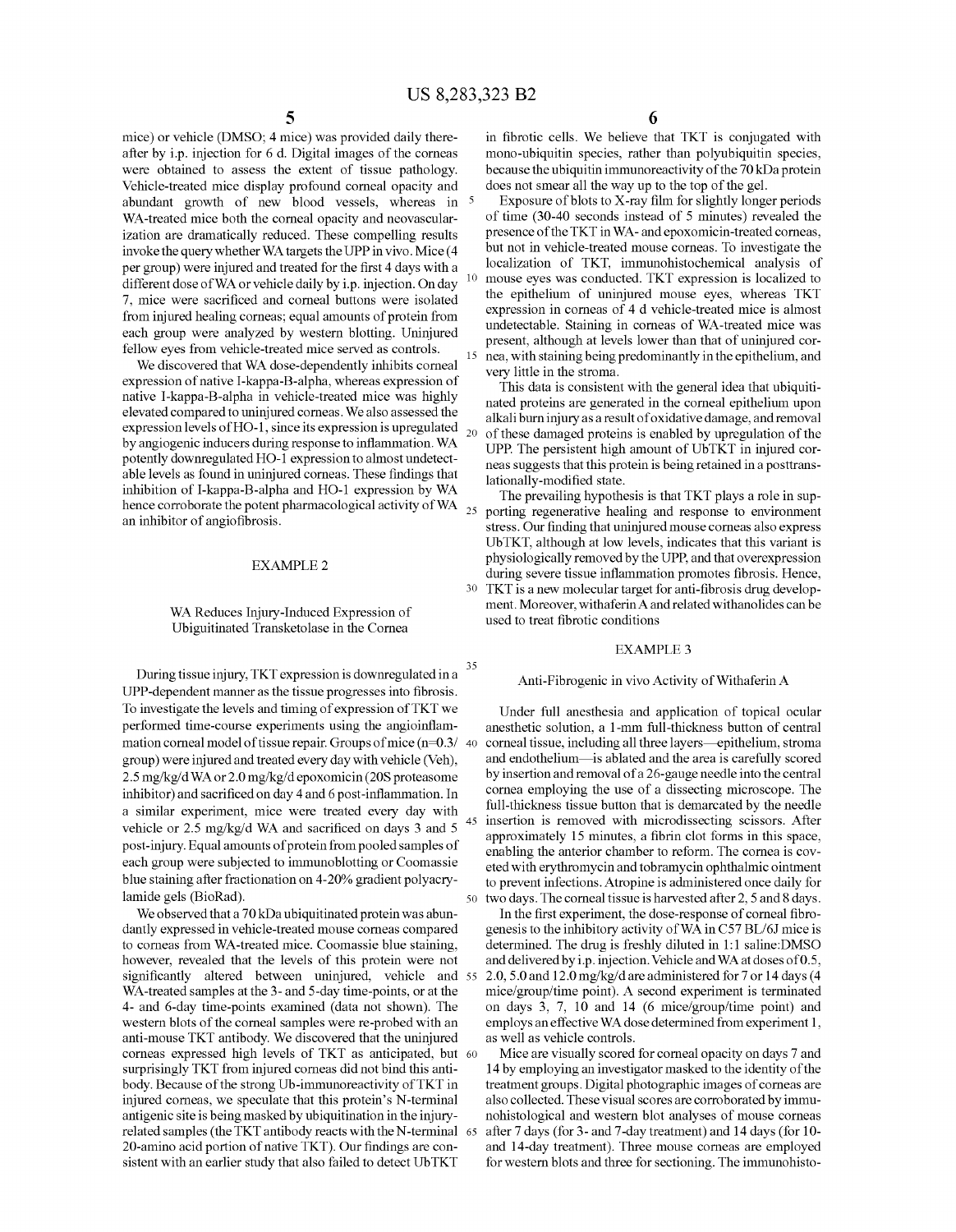mice) or vehicle (DMSO; 4 mice) was provided daily thereafter by i.p. injection for 6 d. Digital images of the corneas were obtained to assess the extent of tissue pathology. Vehicle-treated mice display profound corneal opacity and abundant growth of new blood vessels, whereas in WA-treated mice both the corneal opacity and neovascularization are dramatically reduced. These compelling results invoke the query whether WA targets the UPP in vivo. Mice (4 per group) were injured and treated for the first 4 days with a different dose of WA or vehicle daily by i.p. injection. On day 7, mice were sacrificed and corneal buttons were isolated from injured healing corneas; equal amounts of protein from each group were analyzed by western blotting. Uninjured fellow eyes from vehicle-treated mice served as controls.

We discovered that WA dose-dependently inhibits corneal expression of native I-kappa-B-alpha, whereas expression of native I-kappa-B-alpha in vehicle-treated mice was highly elevated compared to uninjured corneas. We also assessed the expression levels of HO-1, since its expression is upregulated by angiogenic inducers during response to inflammation. WA potently downregulated HO-1 expression to almost undetectable levels as found in uninjured corneas. These findings that inhibition of I-kappa-B-alpha and HO-1 expression by WA hence corroborate the potent pharmacological activity of WA an inhibitor of angiofibrosis.

## EXAMPLE 2

### WA Reduces Injury-Induced Expression of Ubiquitinated Transketolase in the Cornea

During tissue injury, TKT expression is downregulated in a UPP-dependent manner as the tissue progresses into fibrosis. To investigate the levels and timing of expression of TKT we performed time-course experiments using the angioinflammation corneal model of tissue repair. Groups of mice (n=0.3/group) were injured and treated every day with vehicle (Veh), 2.5 mg/kg/d WA or 2.0 mg/kg/d epoxomicin (20S proteasome inhibitor) and sacrificed on day 4 and 6 post-inflammation. In a similar experiment, mice were treated every day with vehicle or 2.5 mg/kg/d WA and sacrificed on days 3 and 5 post-injury. Equal amounts of protein from pooled samples of each group were subjected to immunoblotting or Coomassie blue staining after fractionation on 4-20% gradient polyacrylamide gels (BioRad).

We observed that a 70 kDa ubiquitinated protein was abundantly expressed in vehicle-treated mouse corneas compared to corneas from WA-treated mice. Coomassie blue staining, however, revealed that the levels of this protein were not significantly altered between uninjured, vehicle and WA-treated samples at the 3- and 5-day time-points, or at the 4- and 6-day time-points examined (data not shown). The western blots of the corneal samples were re-probed with an anti-mouse TKT antibody. We discovered that the uninjured corneas expressed high levels of TKT as anticipated, but surprisingly TKT from injured corneas did not bind this antibody. Because of the strong Ub-immunoreactivity of TKT in injured corneas, we speculate that this protein's N-terminal antigenic site is being masked by ubiquitination in the injury-related samples (the TKT antibody reacts with the N-terminal 20-amino acid portion of native TKT). Our findings are consistent with an earlier study that also failed to detect UbTKT in fibrotic cells. We believe that TKT is conjugated with mono-ubiquitin species, rather than polyubiquitin species, because the ubiquitin immunoreactivity of the 70 kDa protein does not smear all the way up to the top of the gel.

Exposure of blots to X-ray film for slightly longer periods of time (30-40 seconds instead of 5 minutes) revealed the presence of the TKT in WA- and epoxomicin-treated corneas, but not in vehicle-treated mouse corneas. To investigate the localization of TKT, immunohistochemical analysis of mouse eyes was conducted. TKT expression is localized to the epithelium of uninjured mouse eyes, whereas TKT expression in corneas of 4 d vehicle-treated mice is almost undetectable. Staining in corneas of WA-treated mice was present, although at levels lower than that of uninjured cornea, with staining being predominantly in the epithelium, and very little in the stroma.

This data is consistent with the general idea that ubiquitinated proteins are generated in the corneal epithelium upon alkali burn injury as a result of oxidative damage, and removal of these damaged proteins is enabled by upregulation of the UPP. The persistent high amount of UbTKT in injured corneas suggests that this protein is being retained in a posttranslationally-modified state.

The prevailing hypothesis is that TKT plays a role in supporting regenerative healing and response to environment stress. Our finding that uninjured mouse corneas also express UbTKT, although at low levels, indicates that this variant is physiologically removed by the UPP, and that overexpression during severe tissue inflammation promotes fibrosis. Hence, TKT is a new molecular target for anti-fibrosis drug development. Moreover, withaferin A and related withanolides can be used to treat fibrotic conditions

## EXAMPLE 3

### Anti-Fibrogenic in vivo Activity of Withaferin A

Under full anesthesia and application of topical ocular anesthetic solution, a 1-mm full-thickness button of central corneal tissue, including all three layers—epithelium, stroma and endothelium—is ablated and the area is carefully scored by insertion and removal of a 26-gauge needle into the central cornea employing the use of a dissecting microscope. The full-thickness tissue button that is demarcated by the needle insertion is removed with microdissecting scissors. After approximately 15 minutes, a fibrin clot forms in this space, enabling the anterior chamber to reform. The cornea is coveted with erythromycin and tobramycin ophthalmic ointment to prevent infections. Atropine is administered once daily for two days. The corneal tissue is harvested after 2, 5 and 8 days.

In the first experiment, the dose-response of corneal fibrogenesis to the inhibitory activity of WA in C57 BL/6J mice is determined. The drug is freshly diluted in 1:1 saline:DMSO and delivered by i.p. injection. Vehicle and WA at doses of 0.5, 2.0, 5.0 and 12.0 mg/kg/d are administered for 7 or 14 days (4 mice/group/time point). A second experiment is terminated on days 3, 7, 10 and 14 (6 mice/group/time point) and employs an effective WA dose determined from experiment 1, as well as vehicle controls.

Mice are visually scored for corneal opacity on days 7 and 14 by employing an investigator masked to the identity of the treatment groups. Digital photographic images of corneas are also collected. These visual scores are corroborated by immunohistological and western blot analyses of mouse corneas after 7 days (for 3- and 7-day treatment) and 14 days (for 10- and 14-day treatment). Three mouse corneas are employed for western blots and three for sectioning. The immunohisto-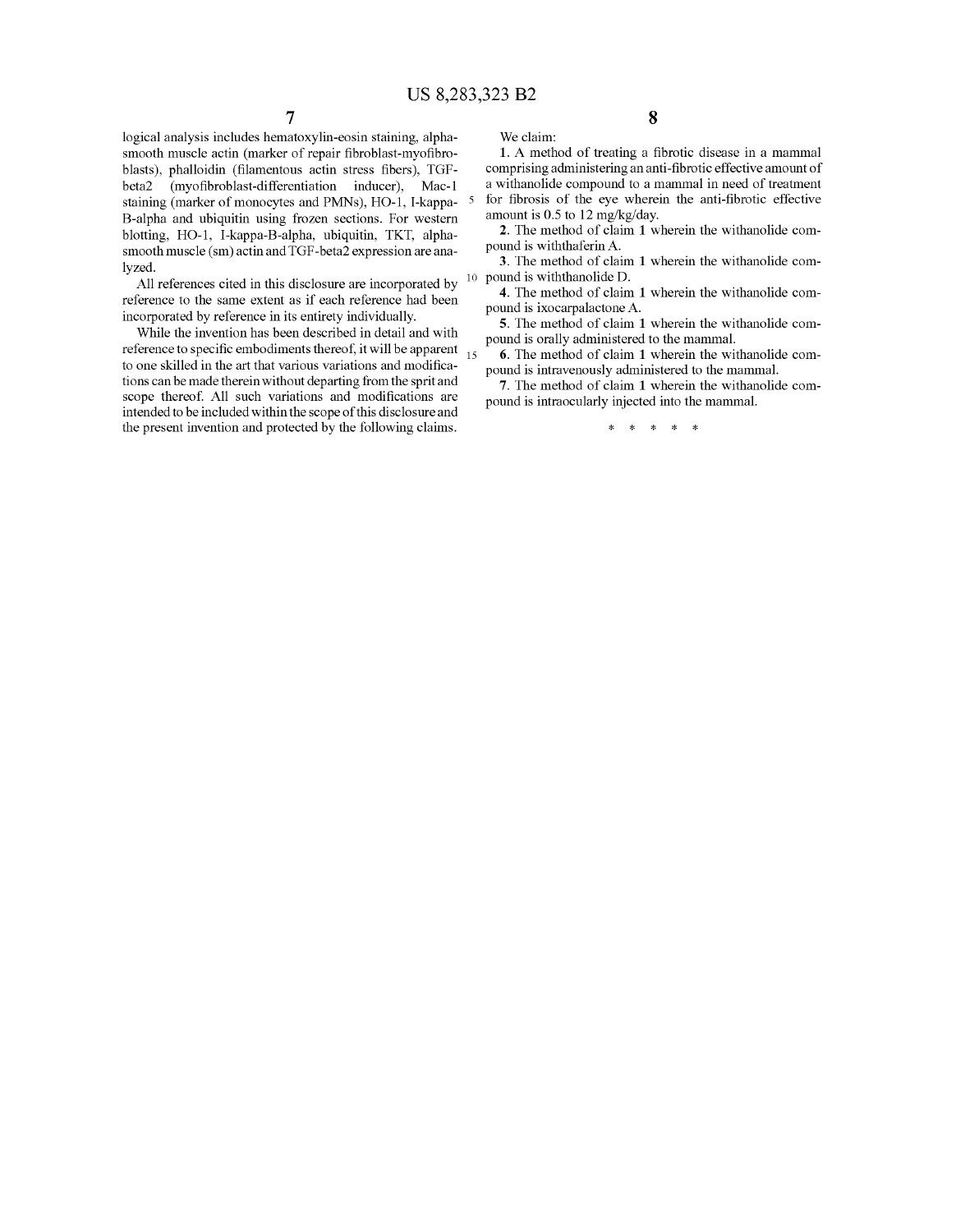logical analysis includes hematoxylin-eosin staining, alpha-smooth muscle actin (marker of repair fibroblast-myofibroblasts), phalloidin (filamentous actin stress fibers), TGF-beta2 (myofibroblast-differentiation inducer), Mac-1 staining (marker of monocytes and PMNs), HO-1, I-kappa-B-alpha and ubiquitin using frozen sections. For western blotting, HO-1, I-kappa-B-alpha, ubiquitin, TKT, alpha-smooth muscle (sm) actin and TGF-beta2 expression are analyzed.

All references cited in this disclosure are incorporated by reference to the same extent as if each reference had been incorporated by reference in its entirety individually.

While the invention has been described in detail and with reference to specific embodiments thereof, it will be apparent to one skilled in the art that various variations and modifications can be made therein without departing from the sprit and scope thereof. All such variations and modifications are intended to be included within the scope of this disclosure and the present invention and protected by the following claims.

We claim:

**1**. A method of treating a fibrotic disease in a mammal comprising administering an anti-fibrotic effective amount of a withanolide compound to a mammal in need of treatment for fibrosis of the eye wherein the anti-fibrotic effective amount is 0.5 to 12 mg/kg/day.

**2**. The method of claim **1** wherein the withanolide compound is withthaferin A.

**3**. The method of claim **1** wherein the withanolide compound is withthanolide D.

**4**. The method of claim **1** wherein the withanolide compound is ixocarpalactone A.

**5**. The method of claim **1** wherein the withanolide compound is orally administered to the mammal.

**6**. The method of claim **1** wherein the withanolide compound is intravenously administered to the mammal.

**7**. The method of claim **1** wherein the withanolide compound is intraocularly injected into the mammal.

* * * * *